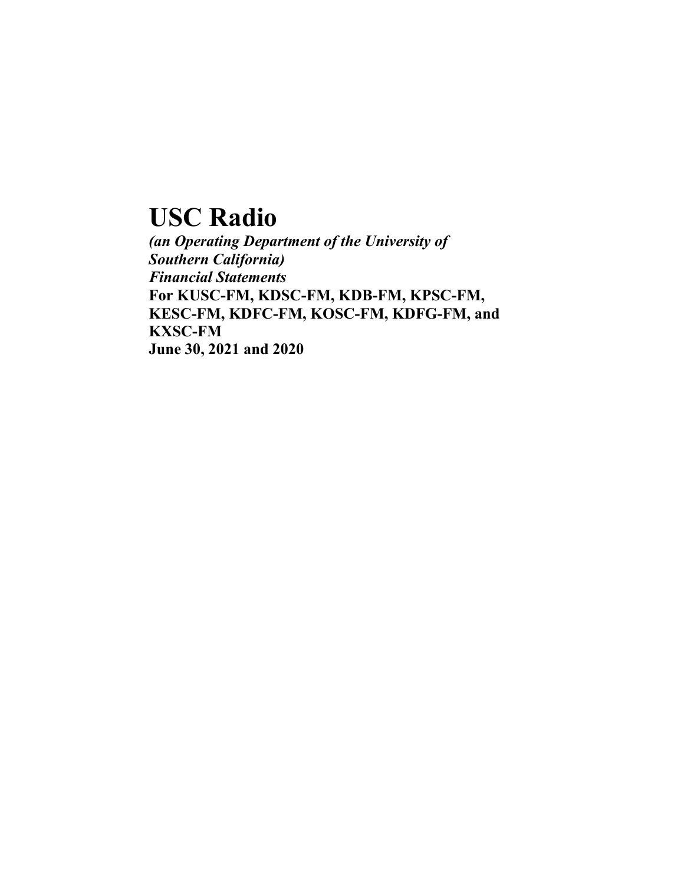# USC Radio

***(an Operating Department of the University of Southern California)***

***Financial Statements***

**For KUSC-FM, KDSC-FM, KDB-FM, KPSC-FM, KESC-FM, KDFC-FM, KOSC-FM, KDFG-FM, and KXSC-FM**

**June 30, 2021 and 2020**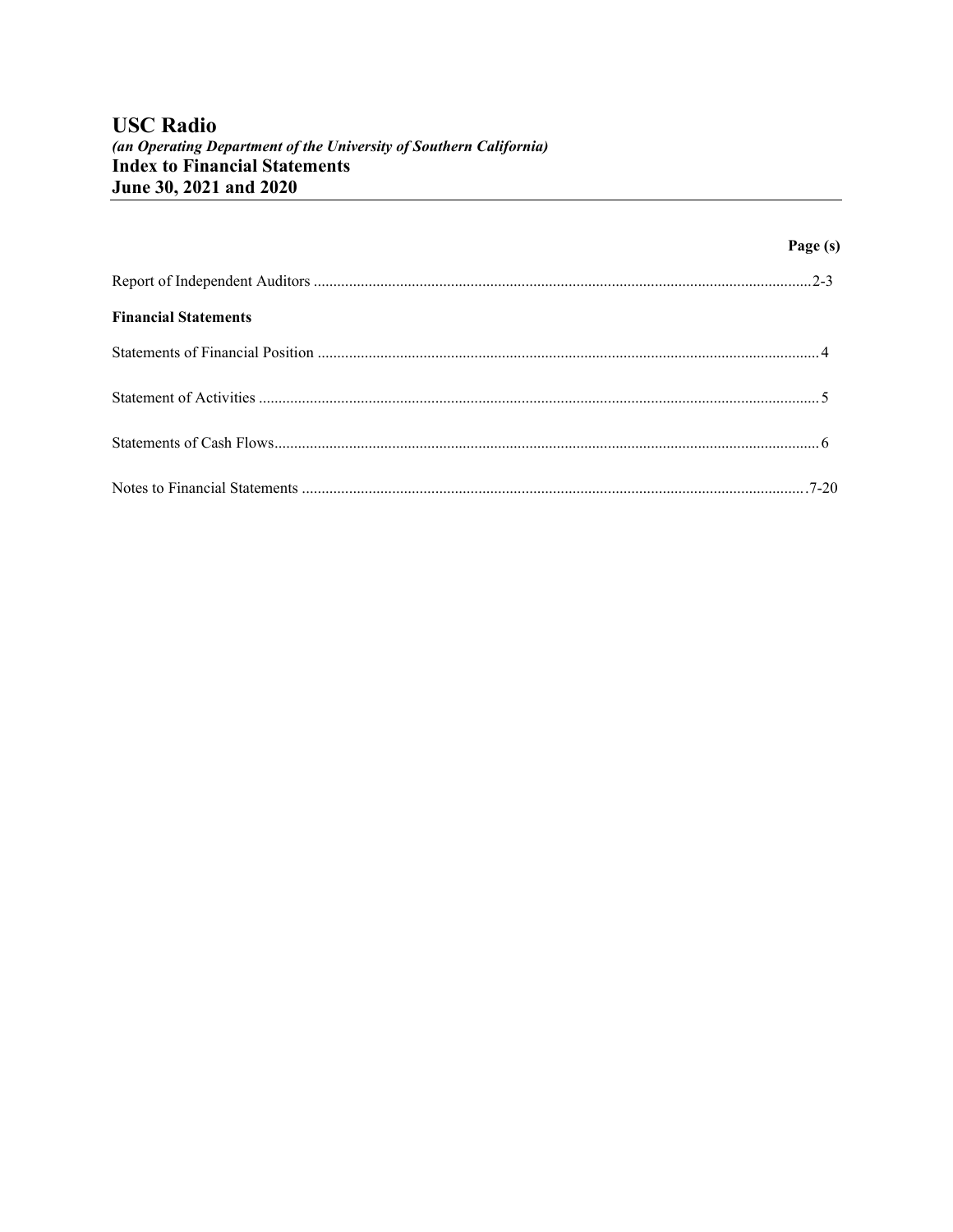# USC Radio

*(an Operating Department of the University of Southern California)*

**Index to Financial Statements**

**June 30, 2021 and 2020**

| | Page (s) |
|---|---|
| Report of Independent Auditors | 2-3 |
| **Financial Statements** | |
| Statements of Financial Position | 4 |
| Statement of Activities | 5 |
| Statements of Cash Flows | 6 |
| Notes to Financial Statements | 7-20 |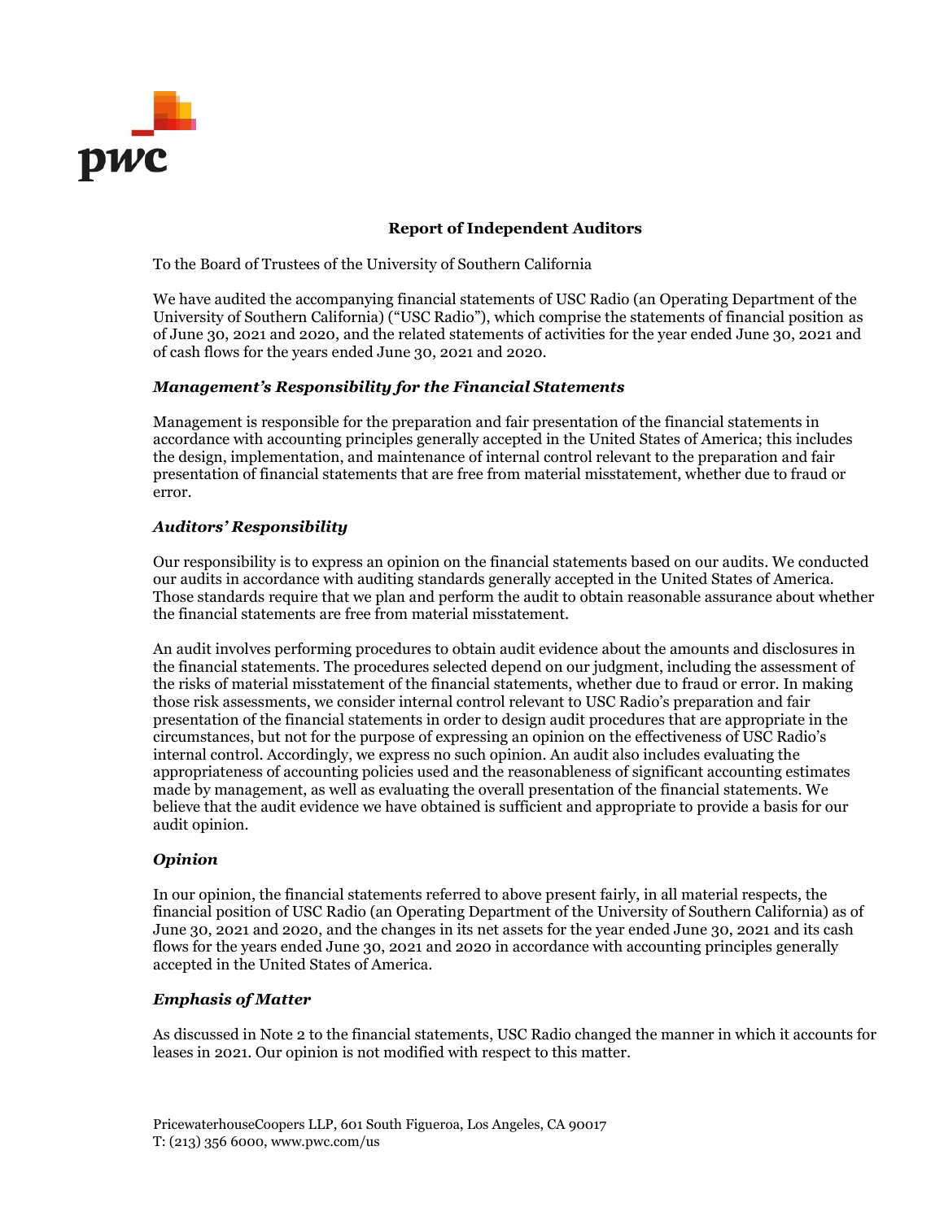# Report of Independent Auditors

To the Board of Trustees of the University of Southern California

We have audited the accompanying financial statements of USC Radio (an Operating Department of the University of Southern California) ("USC Radio"), which comprise the statements of financial position as of June 30, 2021 and 2020, and the related statements of activities for the year ended June 30, 2021 and of cash flows for the years ended June 30, 2021 and 2020.

### *Management's Responsibility for the Financial Statements*

Management is responsible for the preparation and fair presentation of the financial statements in accordance with accounting principles generally accepted in the United States of America; this includes the design, implementation, and maintenance of internal control relevant to the preparation and fair presentation of financial statements that are free from material misstatement, whether due to fraud or error.

### *Auditors' Responsibility*

Our responsibility is to express an opinion on the financial statements based on our audits. We conducted our audits in accordance with auditing standards generally accepted in the United States of America. Those standards require that we plan and perform the audit to obtain reasonable assurance about whether the financial statements are free from material misstatement.

An audit involves performing procedures to obtain audit evidence about the amounts and disclosures in the financial statements. The procedures selected depend on our judgment, including the assessment of the risks of material misstatement of the financial statements, whether due to fraud or error. In making those risk assessments, we consider internal control relevant to USC Radio's preparation and fair presentation of the financial statements in order to design audit procedures that are appropriate in the circumstances, but not for the purpose of expressing an opinion on the effectiveness of USC Radio's internal control. Accordingly, we express no such opinion. An audit also includes evaluating the appropriateness of accounting policies used and the reasonableness of significant accounting estimates made by management, as well as evaluating the overall presentation of the financial statements. We believe that the audit evidence we have obtained is sufficient and appropriate to provide a basis for our audit opinion.

### *Opinion*

In our opinion, the financial statements referred to above present fairly, in all material respects, the financial position of USC Radio (an Operating Department of the University of Southern California) as of June 30, 2021 and 2020, and the changes in its net assets for the year ended June 30, 2021 and its cash flows for the years ended June 30, 2021 and 2020 in accordance with accounting principles generally accepted in the United States of America.

### *Emphasis of Matter*

As discussed in Note 2 to the financial statements, USC Radio changed the manner in which it accounts for leases in 2021. Our opinion is not modified with respect to this matter.

PricewaterhouseCoopers LLP, 601 South Figueroa, Los Angeles, CA 90017
T: (213) 356 6000, www.pwc.com/us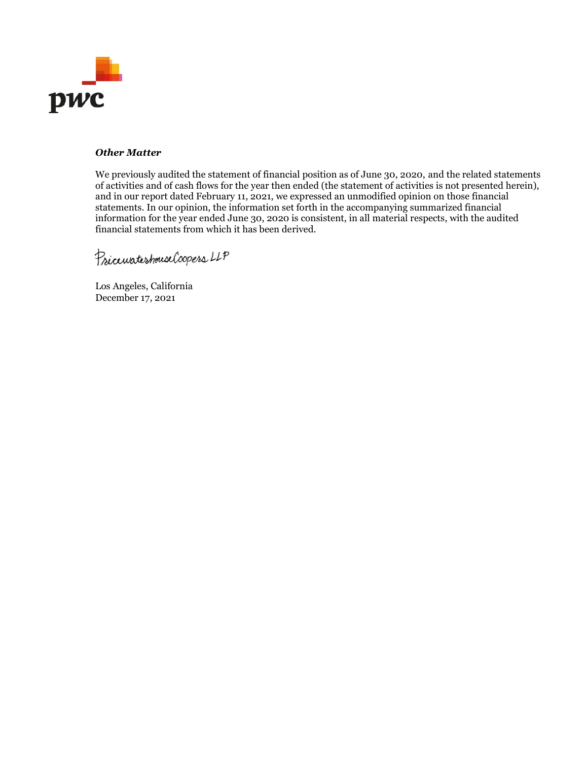***Other Matter***

We previously audited the statement of financial position as of June 30, 2020, and the related statements of activities and of cash flows for the year then ended (the statement of activities is not presented herein), and in our report dated February 11, 2021, we expressed an unmodified opinion on those financial statements. In our opinion, the information set forth in the accompanying summarized financial information for the year ended June 30, 2020 is consistent, in all material respects, with the audited financial statements from which it has been derived.

PricewaterhouseCoopers LLP

Los Angeles, California
December 17, 2021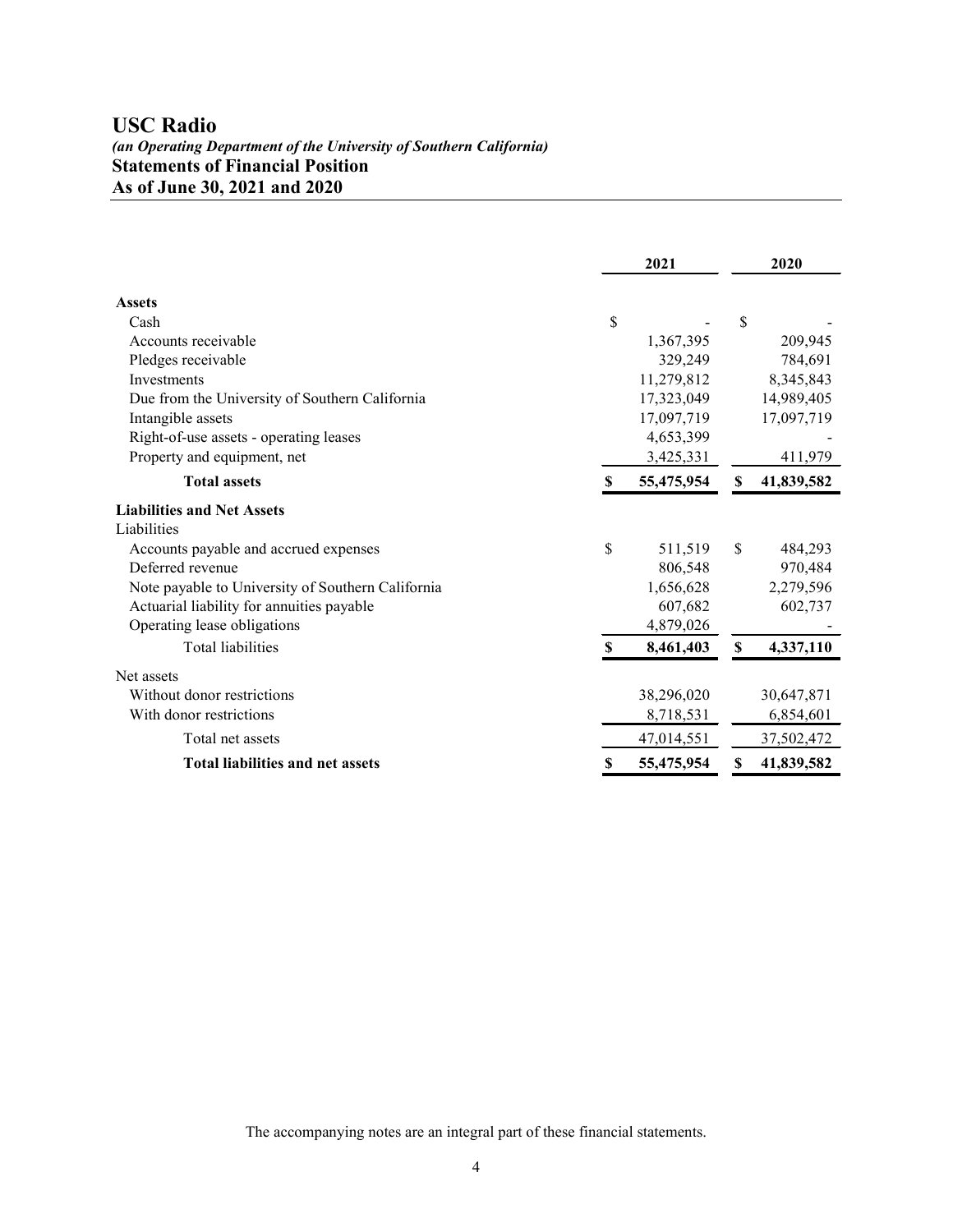# USC Radio

***(an Operating Department of the University of Southern California)***

## Statements of Financial Position

## As of June 30, 2021 and 2020

| | 2021 | 2020 |
|---|---|---|
| **Assets** | | |
| Cash | $ - | $ - |
| Accounts receivable | 1,367,395 | 209,945 |
| Pledges receivable | 329,249 | 784,691 |
| Investments | 11,279,812 | 8,345,843 |
| Due from the University of Southern California | 17,323,049 | 14,989,405 |
| Intangible assets | 17,097,719 | 17,097,719 |
| Right-of-use assets - operating leases | 4,653,399 | - |
| Property and equipment, net | 3,425,331 | 411,979 |
| **Total assets** | **$ 55,475,954** | **$ 41,839,582** |
| **Liabilities and Net Assets** | | |
| Liabilities | | |
| Accounts payable and accrued expenses | $ 511,519 | $ 484,293 |
| Deferred revenue | 806,548 | 970,484 |
| Note payable to University of Southern California | 1,656,628 | 2,279,596 |
| Actuarial liability for annuities payable | 607,682 | 602,737 |
| Operating lease obligations | 4,879,026 | - |
| Total liabilities | **$ 8,461,403** | **$ 4,337,110** |
| Net assets | | |
| Without donor restrictions | 38,296,020 | 30,647,871 |
| With donor restrictions | 8,718,531 | 6,854,601 |
| Total net assets | 47,014,551 | 37,502,472 |
| **Total liabilities and net assets** | **$ 55,475,954** | **$ 41,839,582** |

The accompanying notes are an integral part of these financial statements.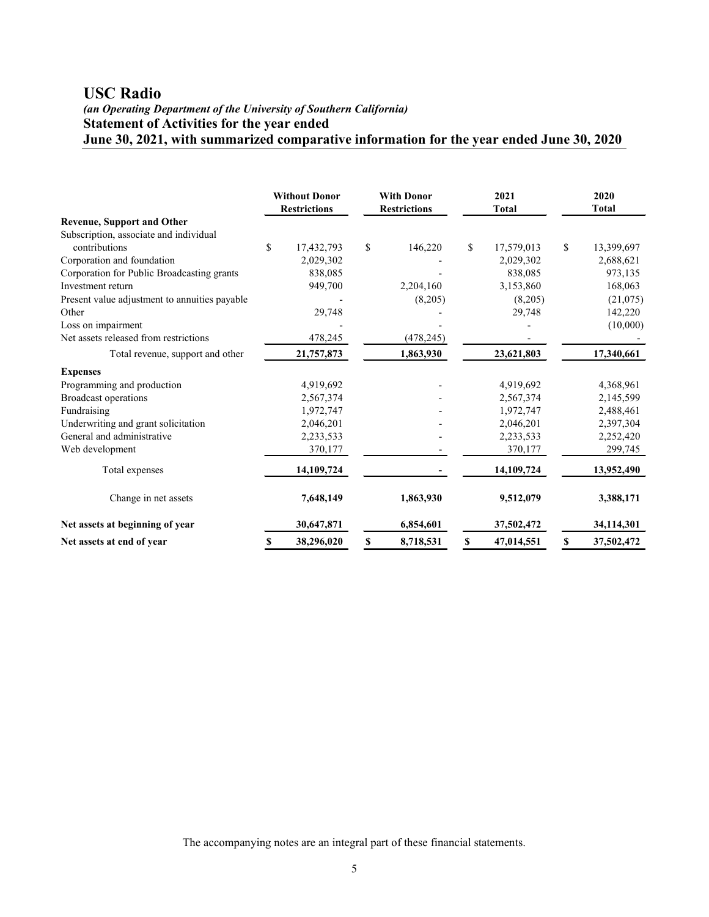# USC Radio

***(an Operating Department of the University of Southern California)***

**Statement of Activities for the year ended**

**June 30, 2021, with summarized comparative information for the year ended June 30, 2020**

| | Without Donor Restrictions | With Donor Restrictions | 2021 Total | 2020 Total |
|---|---|---|---|---|
| **Revenue, Support and Other** | | | | |
| Subscription, associate and individual contributions | $ 17,432,793 | $ 146,220 | $ 17,579,013 | $ 13,399,697 |
| Corporation and foundation | 2,029,302 | - | 2,029,302 | 2,688,621 |
| Corporation for Public Broadcasting grants | 838,085 | - | 838,085 | 973,135 |
| Investment return | 949,700 | 2,204,160 | 3,153,860 | 168,063 |
| Present value adjustment to annuities payable | - | (8,205) | (8,205) | (21,075) |
| Other | 29,748 | - | 29,748 | 142,220 |
| Loss on impairment | - | - | - | (10,000) |
| Net assets released from restrictions | 478,245 | (478,245) | - | - |
| Total revenue, support and other | **21,757,873** | **1,863,930** | **23,621,803** | **17,340,661** |
| **Expenses** | | | | |
| Programming and production | 4,919,692 | - | 4,919,692 | 4,368,961 |
| Broadcast operations | 2,567,374 | - | 2,567,374 | 2,145,599 |
| Fundraising | 1,972,747 | - | 1,972,747 | 2,488,461 |
| Underwriting and grant solicitation | 2,046,201 | - | 2,046,201 | 2,397,304 |
| General and administrative | 2,233,533 | - | 2,233,533 | 2,252,420 |
| Web development | 370,177 | - | 370,177 | 299,745 |
| Total expenses | **14,109,724** | **-** | **14,109,724** | **13,952,490** |
| Change in net assets | **7,648,149** | **1,863,930** | **9,512,079** | **3,388,171** |
| **Net assets at beginning of year** | **30,647,871** | **6,854,601** | **37,502,472** | **34,114,301** |
| **Net assets at end of year** | **$ 38,296,020** | **$ 8,718,531** | **$ 47,014,551** | **$ 37,502,472** |

The accompanying notes are an integral part of these financial statements.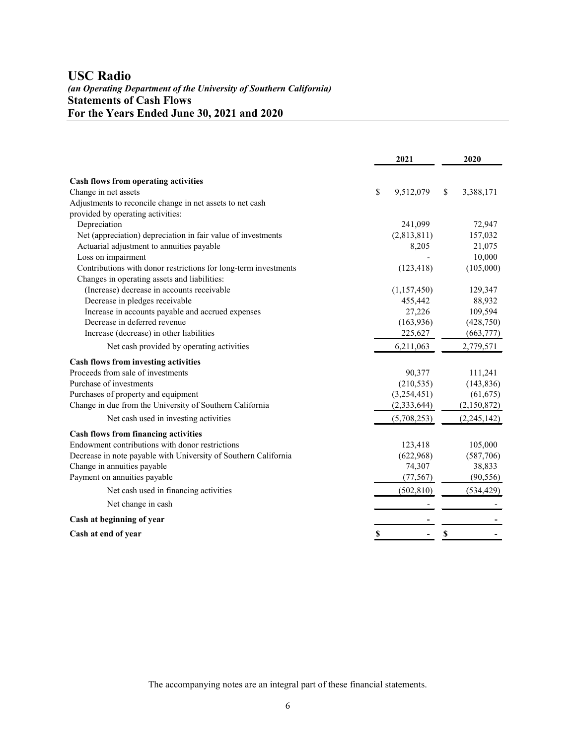# USC Radio

***(an Operating Department of the University of Southern California)***

## Statements of Cash Flows

## For the Years Ended June 30, 2021 and 2020

| | 2021 | 2020 |
|---|---|---|
| **Cash flows from operating activities** | | |
| Change in net assets | $ 9,512,079 | $ 3,388,171 |
| Adjustments to reconcile change in net assets to net cash provided by operating activities: | | |
| Depreciation | 241,099 | 72,947 |
| Net (appreciation) depreciation in fair value of investments | (2,813,811) | 157,032 |
| Actuarial adjustment to annuities payable | 8,205 | 21,075 |
| Loss on impairment | - | 10,000 |
| Contributions with donor restrictions for long-term investments | (123,418) | (105,000) |
| Changes in operating assets and liabilities: | | |
| (Increase) decrease in accounts receivable | (1,157,450) | 129,347 |
| Decrease in pledges receivable | 455,442 | 88,932 |
| Increase in accounts payable and accrued expenses | 27,226 | 109,594 |
| Decrease in deferred revenue | (163,936) | (428,750) |
| Increase (decrease) in other liabilities | 225,627 | (663,777) |
| Net cash provided by operating activities | 6,211,063 | 2,779,571 |
| **Cash flows from investing activities** | | |
| Proceeds from sale of investments | 90,377 | 111,241 |
| Purchase of investments | (210,535) | (143,836) |
| Purchases of property and equipment | (3,254,451) | (61,675) |
| Change in due from the University of Southern California | (2,333,644) | (2,150,872) |
| Net cash used in investing activities | (5,708,253) | (2,245,142) |
| **Cash flows from financing activities** | | |
| Endowment contributions with donor restrictions | 123,418 | 105,000 |
| Decrease in note payable with University of Southern California | (622,968) | (587,706) |
| Change in annuities payable | 74,307 | 38,833 |
| Payment on annuities payable | (77,567) | (90,556) |
| Net cash used in financing activities | (502,810) | (534,429) |
| Net change in cash | - | - |
| **Cash at beginning of year** | **-** | **-** |
| **Cash at end of year** | **$ -** | **$ -** |

The accompanying notes are an integral part of these financial statements.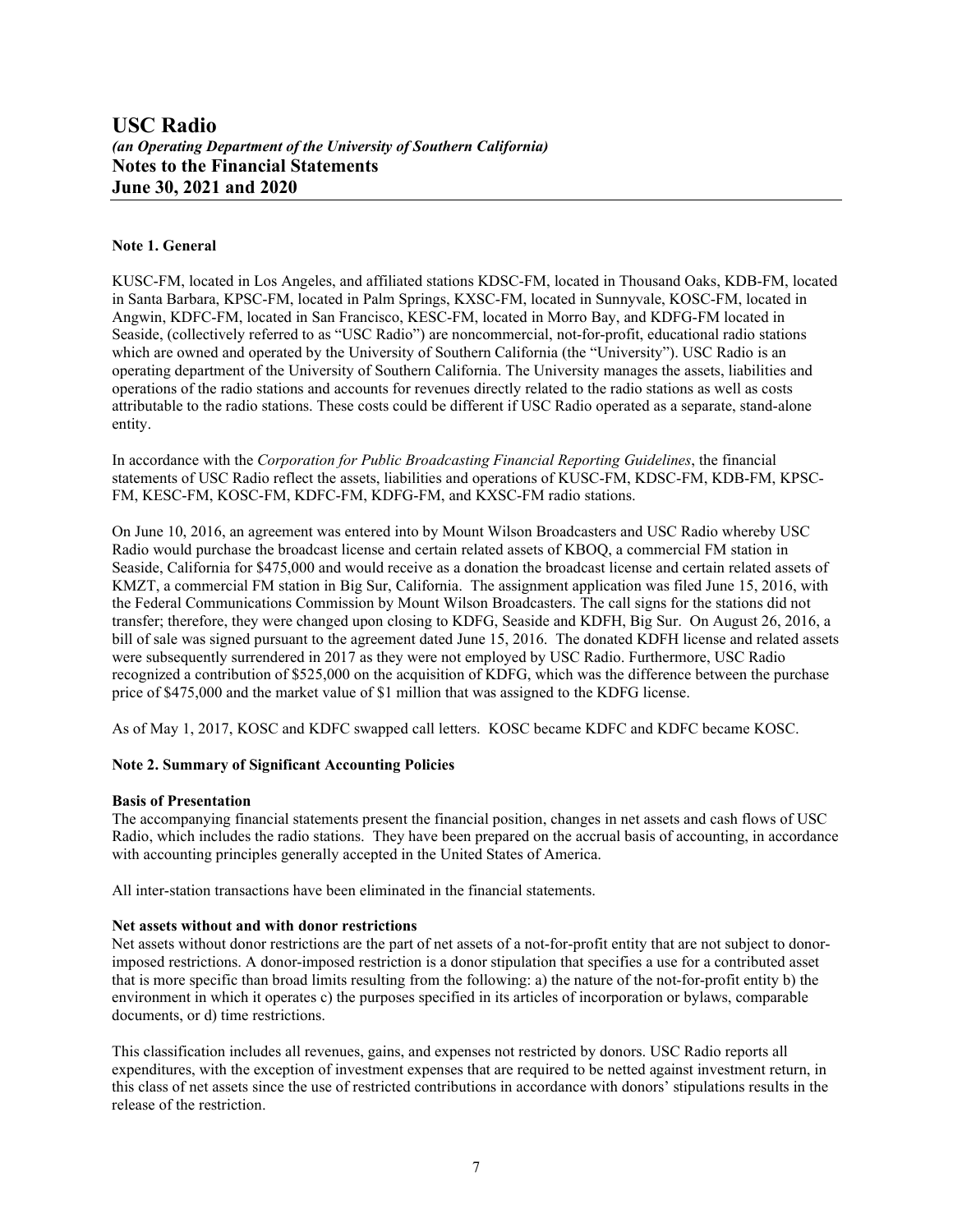# USC Radio

***(an Operating Department of the University of Southern California)***

**Notes to the Financial Statements**

**June 30, 2021 and 2020**

**Note 1. General**

KUSC-FM, located in Los Angeles, and affiliated stations KDSC-FM, located in Thousand Oaks, KDB-FM, located in Santa Barbara, KPSC-FM, located in Palm Springs, KXSC-FM, located in Sunnyvale, KOSC-FM, located in Angwin, KDFC-FM, located in San Francisco, KESC-FM, located in Morro Bay, and KDFG-FM located in Seaside, (collectively referred to as "USC Radio") are noncommercial, not-for-profit, educational radio stations which are owned and operated by the University of Southern California (the "University"). USC Radio is an operating department of the University of Southern California. The University manages the assets, liabilities and operations of the radio stations and accounts for revenues directly related to the radio stations as well as costs attributable to the radio stations. These costs could be different if USC Radio operated as a separate, stand-alone entity.

In accordance with the *Corporation for Public Broadcasting Financial Reporting Guidelines*, the financial statements of USC Radio reflect the assets, liabilities and operations of KUSC-FM, KDSC-FM, KDB-FM, KPSC-FM, KESC-FM, KOSC-FM, KDFC-FM, KDFG-FM, and KXSC-FM radio stations.

On June 10, 2016, an agreement was entered into by Mount Wilson Broadcasters and USC Radio whereby USC Radio would purchase the broadcast license and certain related assets of KBOQ, a commercial FM station in Seaside, California for $475,000 and would receive as a donation the broadcast license and certain related assets of KMZT, a commercial FM station in Big Sur, California. The assignment application was filed June 15, 2016, with the Federal Communications Commission by Mount Wilson Broadcasters. The call signs for the stations did not transfer; therefore, they were changed upon closing to KDFG, Seaside and KDFH, Big Sur. On August 26, 2016, a bill of sale was signed pursuant to the agreement dated June 15, 2016. The donated KDFH license and related assets were subsequently surrendered in 2017 as they were not employed by USC Radio. Furthermore, USC Radio recognized a contribution of $525,000 on the acquisition of KDFG, which was the difference between the purchase price of $475,000 and the market value of $1 million that was assigned to the KDFG license.

As of May 1, 2017, KOSC and KDFC swapped call letters. KOSC became KDFC and KDFC became KOSC.

**Note 2. Summary of Significant Accounting Policies**

**Basis of Presentation**

The accompanying financial statements present the financial position, changes in net assets and cash flows of USC Radio, which includes the radio stations. They have been prepared on the accrual basis of accounting, in accordance with accounting principles generally accepted in the United States of America.

All inter-station transactions have been eliminated in the financial statements.

**Net assets without and with donor restrictions**

Net assets without donor restrictions are the part of net assets of a not-for-profit entity that are not subject to donor-imposed restrictions. A donor-imposed restriction is a donor stipulation that specifies a use for a contributed asset that is more specific than broad limits resulting from the following: a) the nature of the not-for-profit entity b) the environment in which it operates c) the purposes specified in its articles of incorporation or bylaws, comparable documents, or d) time restrictions.

This classification includes all revenues, gains, and expenses not restricted by donors. USC Radio reports all expenditures, with the exception of investment expenses that are required to be netted against investment return, in this class of net assets since the use of restricted contributions in accordance with donors' stipulations results in the release of the restriction.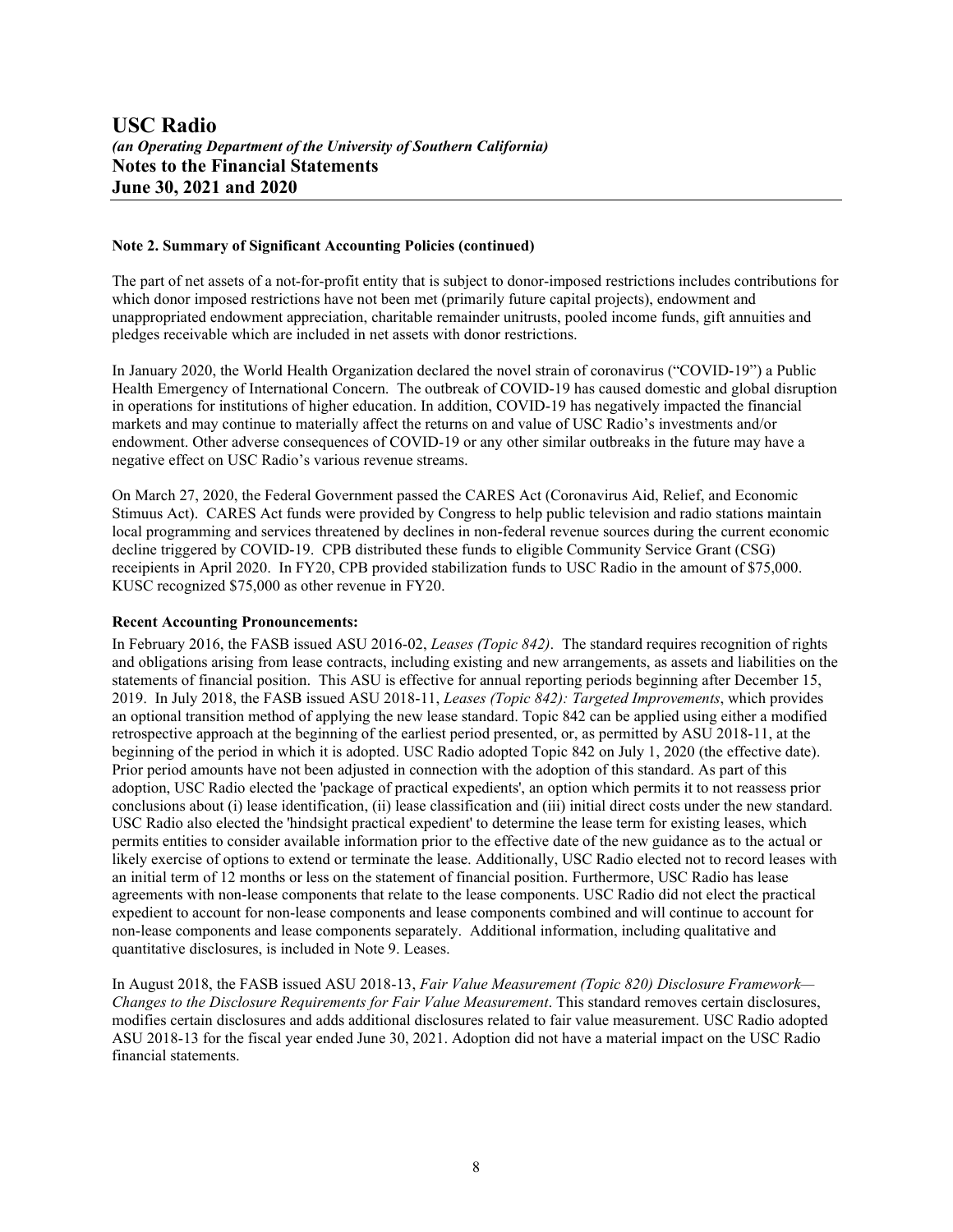# USC Radio

***(an Operating Department of the University of Southern California)***

## Notes to the Financial Statements

## June 30, 2021 and 2020

**Note 2. Summary of Significant Accounting Policies (continued)**

The part of net assets of a not-for-profit entity that is subject to donor-imposed restrictions includes contributions for which donor imposed restrictions have not been met (primarily future capital projects), endowment and unappropriated endowment appreciation, charitable remainder unitrusts, pooled income funds, gift annuities and pledges receivable which are included in net assets with donor restrictions.

In January 2020, the World Health Organization declared the novel strain of coronavirus ("COVID-19") a Public Health Emergency of International Concern. The outbreak of COVID-19 has caused domestic and global disruption in operations for institutions of higher education. In addition, COVID-19 has negatively impacted the financial markets and may continue to materially affect the returns on and value of USC Radio's investments and/or endowment. Other adverse consequences of COVID-19 or any other similar outbreaks in the future may have a negative effect on USC Radio's various revenue streams.

On March 27, 2020, the Federal Government passed the CARES Act (Coronavirus Aid, Relief, and Economic Stimuus Act). CARES Act funds were provided by Congress to help public television and radio stations maintain local programming and services threatened by declines in non-federal revenue sources during the current economic decline triggered by COVID-19. CPB distributed these funds to eligible Community Service Grant (CSG) receipients in April 2020. In FY20, CPB provided stabilization funds to USC Radio in the amount of $75,000. KUSC recognized $75,000 as other revenue in FY20.

**Recent Accounting Pronouncements:**

In February 2016, the FASB issued ASU 2016-02, *Leases (Topic 842)*. The standard requires recognition of rights and obligations arising from lease contracts, including existing and new arrangements, as assets and liabilities on the statements of financial position. This ASU is effective for annual reporting periods beginning after December 15, 2019. In July 2018, the FASB issued ASU 2018-11, *Leases (Topic 842): Targeted Improvements*, which provides an optional transition method of applying the new lease standard. Topic 842 can be applied using either a modified retrospective approach at the beginning of the earliest period presented, or, as permitted by ASU 2018-11, at the beginning of the period in which it is adopted. USC Radio adopted Topic 842 on July 1, 2020 (the effective date). Prior period amounts have not been adjusted in connection with the adoption of this standard. As part of this adoption, USC Radio elected the 'package of practical expedients', an option which permits it to not reassess prior conclusions about (i) lease identification, (ii) lease classification and (iii) initial direct costs under the new standard. USC Radio also elected the 'hindsight practical expedient' to determine the lease term for existing leases, which permits entities to consider available information prior to the effective date of the new guidance as to the actual or likely exercise of options to extend or terminate the lease. Additionally, USC Radio elected not to record leases with an initial term of 12 months or less on the statement of financial position. Furthermore, USC Radio has lease agreements with non-lease components that relate to the lease components. USC Radio did not elect the practical expedient to account for non-lease components and lease components combined and will continue to account for non-lease components and lease components separately. Additional information, including qualitative and quantitative disclosures, is included in Note 9. Leases.

In August 2018, the FASB issued ASU 2018-13, *Fair Value Measurement (Topic 820) Disclosure Framework—Changes to the Disclosure Requirements for Fair Value Measurement*. This standard removes certain disclosures, modifies certain disclosures and adds additional disclosures related to fair value measurement. USC Radio adopted ASU 2018-13 for the fiscal year ended June 30, 2021. Adoption did not have a material impact on the USC Radio financial statements.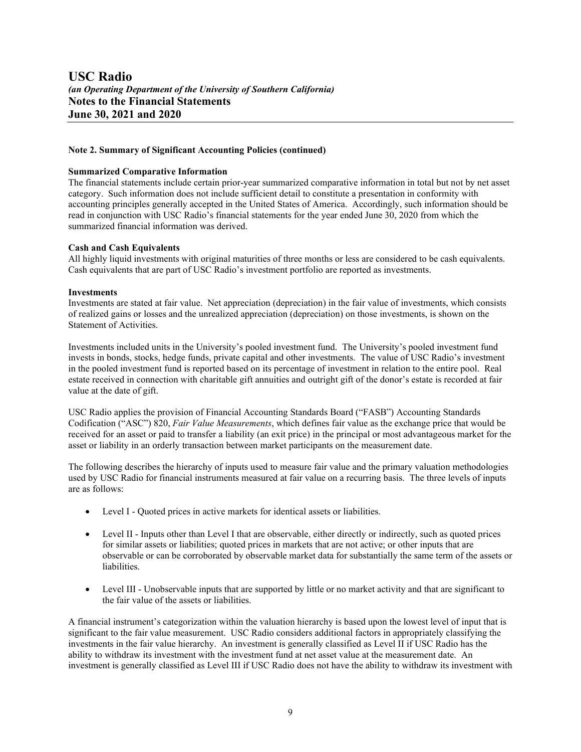**Note 2. Summary of Significant Accounting Policies (continued)**

**Summarized Comparative Information**

The financial statements include certain prior-year summarized comparative information in total but not by net asset category. Such information does not include sufficient detail to constitute a presentation in conformity with accounting principles generally accepted in the United States of America. Accordingly, such information should be read in conjunction with USC Radio's financial statements for the year ended June 30, 2020 from which the summarized financial information was derived.

**Cash and Cash Equivalents**

All highly liquid investments with original maturities of three months or less are considered to be cash equivalents. Cash equivalents that are part of USC Radio's investment portfolio are reported as investments.

**Investments**

Investments are stated at fair value. Net appreciation (depreciation) in the fair value of investments, which consists of realized gains or losses and the unrealized appreciation (depreciation) on those investments, is shown on the Statement of Activities.

Investments included units in the University's pooled investment fund. The University's pooled investment fund invests in bonds, stocks, hedge funds, private capital and other investments. The value of USC Radio's investment in the pooled investment fund is reported based on its percentage of investment in relation to the entire pool. Real estate received in connection with charitable gift annuities and outright gift of the donor's estate is recorded at fair value at the date of gift.

USC Radio applies the provision of Financial Accounting Standards Board ("FASB") Accounting Standards Codification ("ASC") 820, *Fair Value Measurements*, which defines fair value as the exchange price that would be received for an asset or paid to transfer a liability (an exit price) in the principal or most advantageous market for the asset or liability in an orderly transaction between market participants on the measurement date.

The following describes the hierarchy of inputs used to measure fair value and the primary valuation methodologies used by USC Radio for financial instruments measured at fair value on a recurring basis. The three levels of inputs are as follows:

- Level I - Quoted prices in active markets for identical assets or liabilities.
- Level II - Inputs other than Level I that are observable, either directly or indirectly, such as quoted prices for similar assets or liabilities; quoted prices in markets that are not active; or other inputs that are observable or can be corroborated by observable market data for substantially the same term of the assets or liabilities.
- Level III - Unobservable inputs that are supported by little or no market activity and that are significant to the fair value of the assets or liabilities.

A financial instrument's categorization within the valuation hierarchy is based upon the lowest level of input that is significant to the fair value measurement. USC Radio considers additional factors in appropriately classifying the investments in the fair value hierarchy. An investment is generally classified as Level II if USC Radio has the ability to withdraw its investment with the investment fund at net asset value at the measurement date. An investment is generally classified as Level III if USC Radio does not have the ability to withdraw its investment with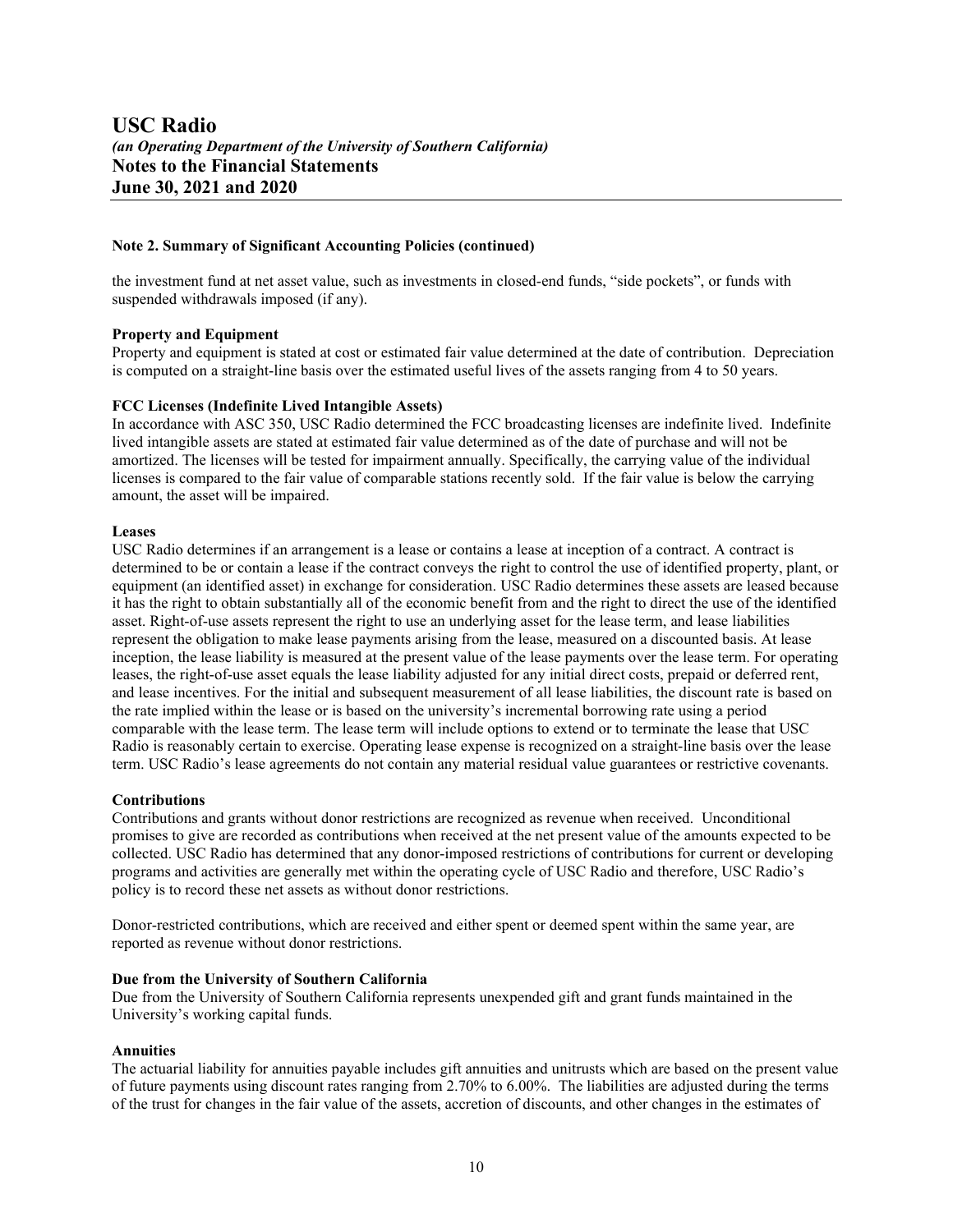**Note 2. Summary of Significant Accounting Policies (continued)**

the investment fund at net asset value, such as investments in closed-end funds, "side pockets", or funds with suspended withdrawals imposed (if any).

**Property and Equipment**

Property and equipment is stated at cost or estimated fair value determined at the date of contribution. Depreciation is computed on a straight-line basis over the estimated useful lives of the assets ranging from 4 to 50 years.

**FCC Licenses (Indefinite Lived Intangible Assets)**

In accordance with ASC 350, USC Radio determined the FCC broadcasting licenses are indefinite lived. Indefinite lived intangible assets are stated at estimated fair value determined as of the date of purchase and will not be amortized. The licenses will be tested for impairment annually. Specifically, the carrying value of the individual licenses is compared to the fair value of comparable stations recently sold. If the fair value is below the carrying amount, the asset will be impaired.

**Leases**

USC Radio determines if an arrangement is a lease or contains a lease at inception of a contract. A contract is determined to be or contain a lease if the contract conveys the right to control the use of identified property, plant, or equipment (an identified asset) in exchange for consideration. USC Radio determines these assets are leased because it has the right to obtain substantially all of the economic benefit from and the right to direct the use of the identified asset. Right-of-use assets represent the right to use an underlying asset for the lease term, and lease liabilities represent the obligation to make lease payments arising from the lease, measured on a discounted basis. At lease inception, the lease liability is measured at the present value of the lease payments over the lease term. For operating leases, the right-of-use asset equals the lease liability adjusted for any initial direct costs, prepaid or deferred rent, and lease incentives. For the initial and subsequent measurement of all lease liabilities, the discount rate is based on the rate implied within the lease or is based on the university's incremental borrowing rate using a period comparable with the lease term. The lease term will include options to extend or to terminate the lease that USC Radio is reasonably certain to exercise. Operating lease expense is recognized on a straight-line basis over the lease term. USC Radio's lease agreements do not contain any material residual value guarantees or restrictive covenants.

**Contributions**

Contributions and grants without donor restrictions are recognized as revenue when received. Unconditional promises to give are recorded as contributions when received at the net present value of the amounts expected to be collected. USC Radio has determined that any donor-imposed restrictions of contributions for current or developing programs and activities are generally met within the operating cycle of USC Radio and therefore, USC Radio's policy is to record these net assets as without donor restrictions.

Donor-restricted contributions, which are received and either spent or deemed spent within the same year, are reported as revenue without donor restrictions.

**Due from the University of Southern California**

Due from the University of Southern California represents unexpended gift and grant funds maintained in the University's working capital funds.

**Annuities**

The actuarial liability for annuities payable includes gift annuities and unitrusts which are based on the present value of future payments using discount rates ranging from 2.70% to 6.00%. The liabilities are adjusted during the terms of the trust for changes in the fair value of the assets, accretion of discounts, and other changes in the estimates of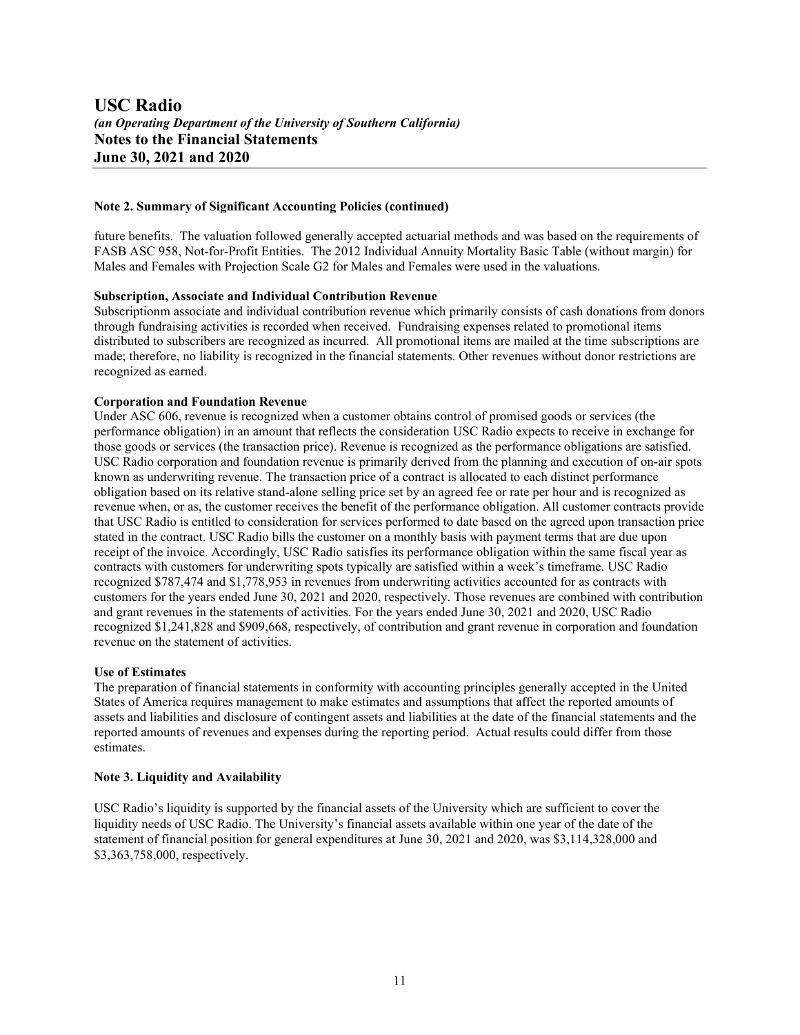**Note 2. Summary of Significant Accounting Policies (continued)**

future benefits. The valuation followed generally accepted actuarial methods and was based on the requirements of FASB ASC 958, Not-for-Profit Entities. The 2012 Individual Annuity Mortality Basic Table (without margin) for Males and Females with Projection Scale G2 for Males and Females were used in the valuations.

**Subscription, Associate and Individual Contribution Revenue**

Subscriptionm associate and individual contribution revenue which primarily consists of cash donations from donors through fundraising activities is recorded when received. Fundraising expenses related to promotional items distributed to subscribers are recognized as incurred. All promotional items are mailed at the time subscriptions are made; therefore, no liability is recognized in the financial statements. Other revenues without donor restrictions are recognized as earned.

**Corporation and Foundation Revenue**

Under ASC 606, revenue is recognized when a customer obtains control of promised goods or services (the performance obligation) in an amount that reflects the consideration USC Radio expects to receive in exchange for those goods or services (the transaction price). Revenue is recognized as the performance obligations are satisfied. USC Radio corporation and foundation revenue is primarily derived from the planning and execution of on-air spots known as underwriting revenue. The transaction price of a contract is allocated to each distinct performance obligation based on its relative stand-alone selling price set by an agreed fee or rate per hour and is recognized as revenue when, or as, the customer receives the benefit of the performance obligation. All customer contracts provide that USC Radio is entitled to consideration for services performed to date based on the agreed upon transaction price stated in the contract. USC Radio bills the customer on a monthly basis with payment terms that are due upon receipt of the invoice. Accordingly, USC Radio satisfies its performance obligation within the same fiscal year as contracts with customers for underwriting spots typically are satisfied within a week's timeframe. USC Radio recognized $787,474 and $1,778,953 in revenues from underwriting activities accounted for as contracts with customers for the years ended June 30, 2021 and 2020, respectively. Those revenues are combined with contribution and grant revenues in the statements of activities. For the years ended June 30, 2021 and 2020, USC Radio recognized $1,241,828 and $909,668, respectively, of contribution and grant revenue in corporation and foundation revenue on the statement of activities.

**Use of Estimates**

The preparation of financial statements in conformity with accounting principles generally accepted in the United States of America requires management to make estimates and assumptions that affect the reported amounts of assets and liabilities and disclosure of contingent assets and liabilities at the date of the financial statements and the reported amounts of revenues and expenses during the reporting period. Actual results could differ from those estimates.

**Note 3. Liquidity and Availability**

USC Radio's liquidity is supported by the financial assets of the University which are sufficient to cover the liquidity needs of USC Radio. The University's financial assets available within one year of the date of the statement of financial position for general expenditures at June 30, 2021 and 2020, was $3,114,328,000 and $3,363,758,000, respectively.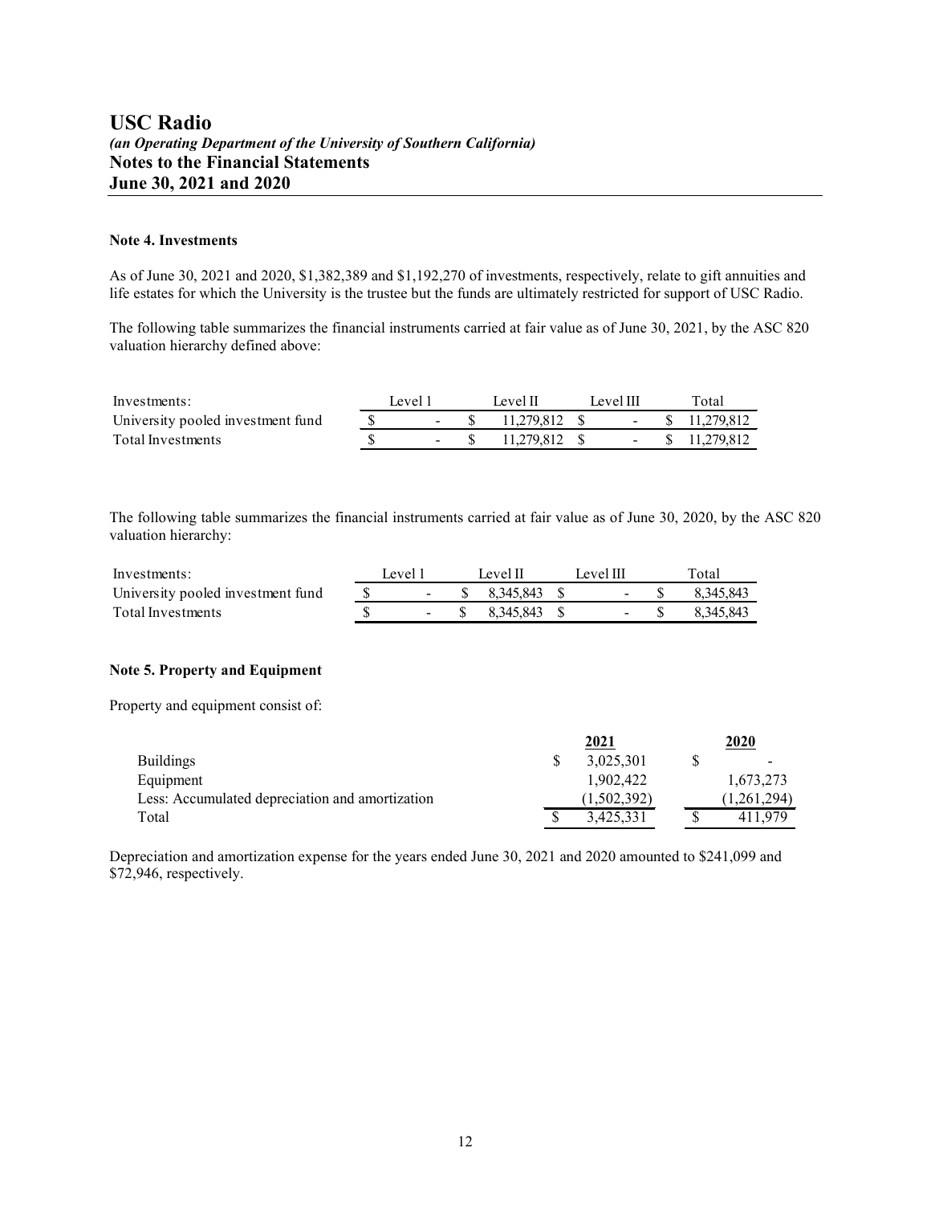**Note 4. Investments**

As of June 30, 2021 and 2020, $1,382,389 and $1,192,270 of investments, respectively, relate to gift annuities and life estates for which the University is the trustee but the funds are ultimately restricted for support of USC Radio.

The following table summarizes the financial instruments carried at fair value as of June 30, 2021, by the ASC 820 valuation hierarchy defined above:

| Investments: | Level 1 | Level II | Level III | Total |
|---|---|---|---|---|
| University pooled investment fund | $ - | $ 11,279,812 | $ - | $ 11,279,812 |
| Total Investments | $ - | $ 11,279,812 | $ - | $ 11,279,812 |

The following table summarizes the financial instruments carried at fair value as of June 30, 2020, by the ASC 820 valuation hierarchy:

| Investments: | Level 1 | Level II | Level III | Total |
|---|---|---|---|---|
| University pooled investment fund | $ - | $ 8,345,843 | $ - | $ 8,345,843 |
| Total Investments | $ - | $ 8,345,843 | $ - | $ 8,345,843 |

**Note 5. Property and Equipment**

Property and equipment consist of:

| | 2021 | 2020 |
|---|---|---|
| Buildings | $ 3,025,301 | $ - |
| Equipment | 1,902,422 | 1,673,273 |
| Less: Accumulated depreciation and amortization | (1,502,392) | (1,261,294) |
| Total | $ 3,425,331 | $ 411,979 |

Depreciation and amortization expense for the years ended June 30, 2021 and 2020 amounted to $241,099 and $72,946, respectively.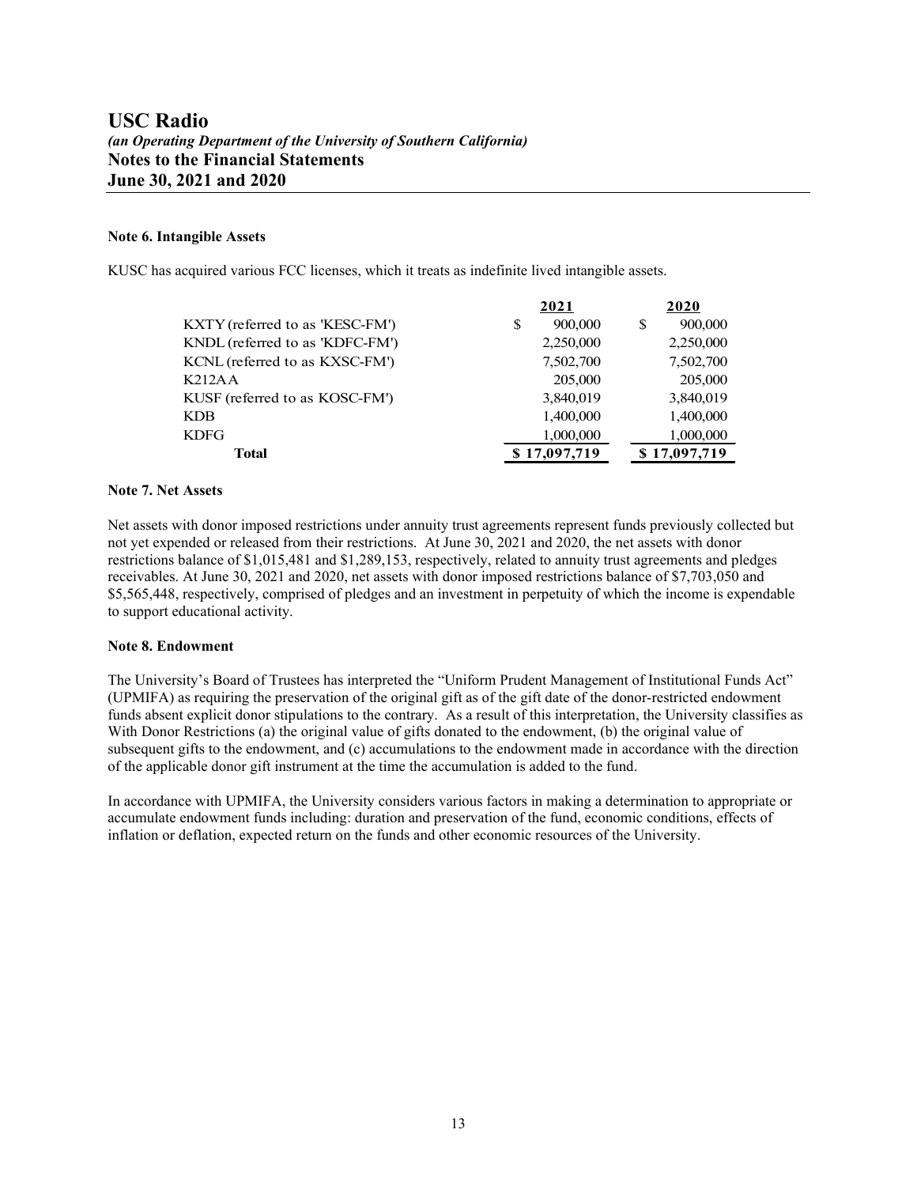## Note 6. Intangible Assets

KUSC has acquired various FCC licenses, which it treats as indefinite lived intangible assets.

| | 2021 | 2020 |
|---|---|---|
| KXTY (referred to as 'KESC-FM') | $ 900,000 | $ 900,000 |
| KNDL (referred to as 'KDFC-FM') | 2,250,000 | 2,250,000 |
| KCNL (referred to as KXSC-FM') | 7,502,700 | 7,502,700 |
| K212AA | 205,000 | 205,000 |
| KUSF (referred to as KOSC-FM') | 3,840,019 | 3,840,019 |
| KDB | 1,400,000 | 1,400,000 |
| KDFG | 1,000,000 | 1,000,000 |
| **Total** | **$ 17,097,719** | **$ 17,097,719** |

## Note 7. Net Assets

Net assets with donor imposed restrictions under annuity trust agreements represent funds previously collected but not yet expended or released from their restrictions. At June 30, 2021 and 2020, the net assets with donor restrictions balance of $1,015,481 and $1,289,153, respectively, related to annuity trust agreements and pledges receivables. At June 30, 2021 and 2020, net assets with donor imposed restrictions balance of $7,703,050 and $5,565,448, respectively, comprised of pledges and an investment in perpetuity of which the income is expendable to support educational activity.

## Note 8. Endowment

The University's Board of Trustees has interpreted the "Uniform Prudent Management of Institutional Funds Act" (UPMIFA) as requiring the preservation of the original gift as of the gift date of the donor-restricted endowment funds absent explicit donor stipulations to the contrary. As a result of this interpretation, the University classifies as With Donor Restrictions (a) the original value of gifts donated to the endowment, (b) the original value of subsequent gifts to the endowment, and (c) accumulations to the endowment made in accordance with the direction of the applicable donor gift instrument at the time the accumulation is added to the fund.

In accordance with UPMIFA, the University considers various factors in making a determination to appropriate or accumulate endowment funds including: duration and preservation of the fund, economic conditions, effects of inflation or deflation, expected return on the funds and other economic resources of the University.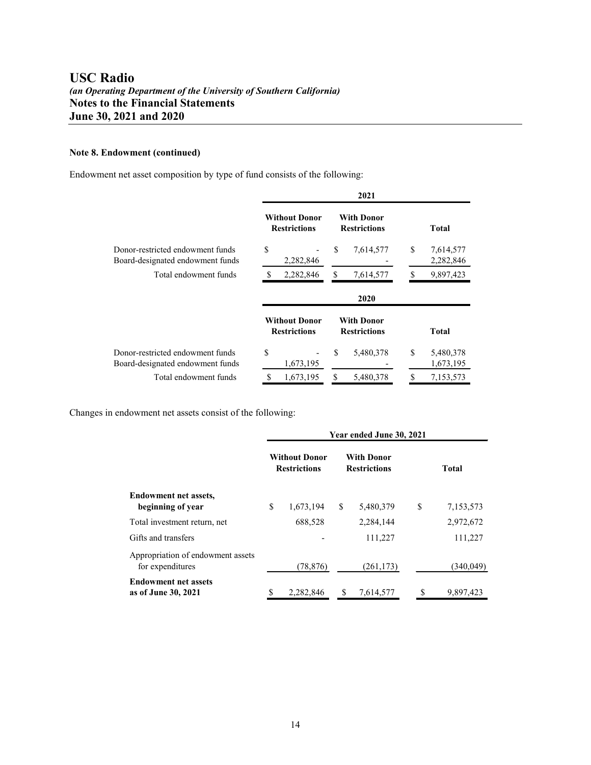# USC Radio

***(an Operating Department of the University of Southern California)***

**Notes to the Financial Statements**

**June 30, 2021 and 2020**

**Note 8. Endowment (continued)**

Endowment net asset composition by type of fund consists of the following:

| | 2021 | | |
|---|---|---|---|
| | **Without Donor Restrictions** | **With Donor Restrictions** | **Total** |
| Donor-restricted endowment funds | $ - | $ 7,614,577 | $ 7,614,577 |
| Board-designated endowment funds | 2,282,846 | - | 2,282,846 |
| Total endowment funds | $ 2,282,846 | $ 7,614,577 | $ 9,897,423 |

| | 2020 | | |
|---|---|---|---|
| | **Without Donor Restrictions** | **With Donor Restrictions** | **Total** |
| Donor-restricted endowment funds | $ - | $ 5,480,378 | $ 5,480,378 |
| Board-designated endowment funds | 1,673,195 | - | 1,673,195 |
| Total endowment funds | $ 1,673,195 | $ 5,480,378 | $ 7,153,573 |

Changes in endowment net assets consist of the following:

| | Year ended June 30, 2021 | | |
|---|---|---|---|
| | **Without Donor Restrictions** | **With Donor Restrictions** | **Total** |
| **Endowment net assets, beginning of year** | $ 1,673,194 | $ 5,480,379 | $ 7,153,573 |
| Total investment return, net | 688,528 | 2,284,144 | 2,972,672 |
| Gifts and transfers | - | 111,227 | 111,227 |
| Appropriation of endowment assets for expenditures | (78,876) | (261,173) | (340,049) |
| **Endowment net assets as of June 30, 2021** | $ 2,282,846 | $ 7,614,577 | $ 9,897,423 |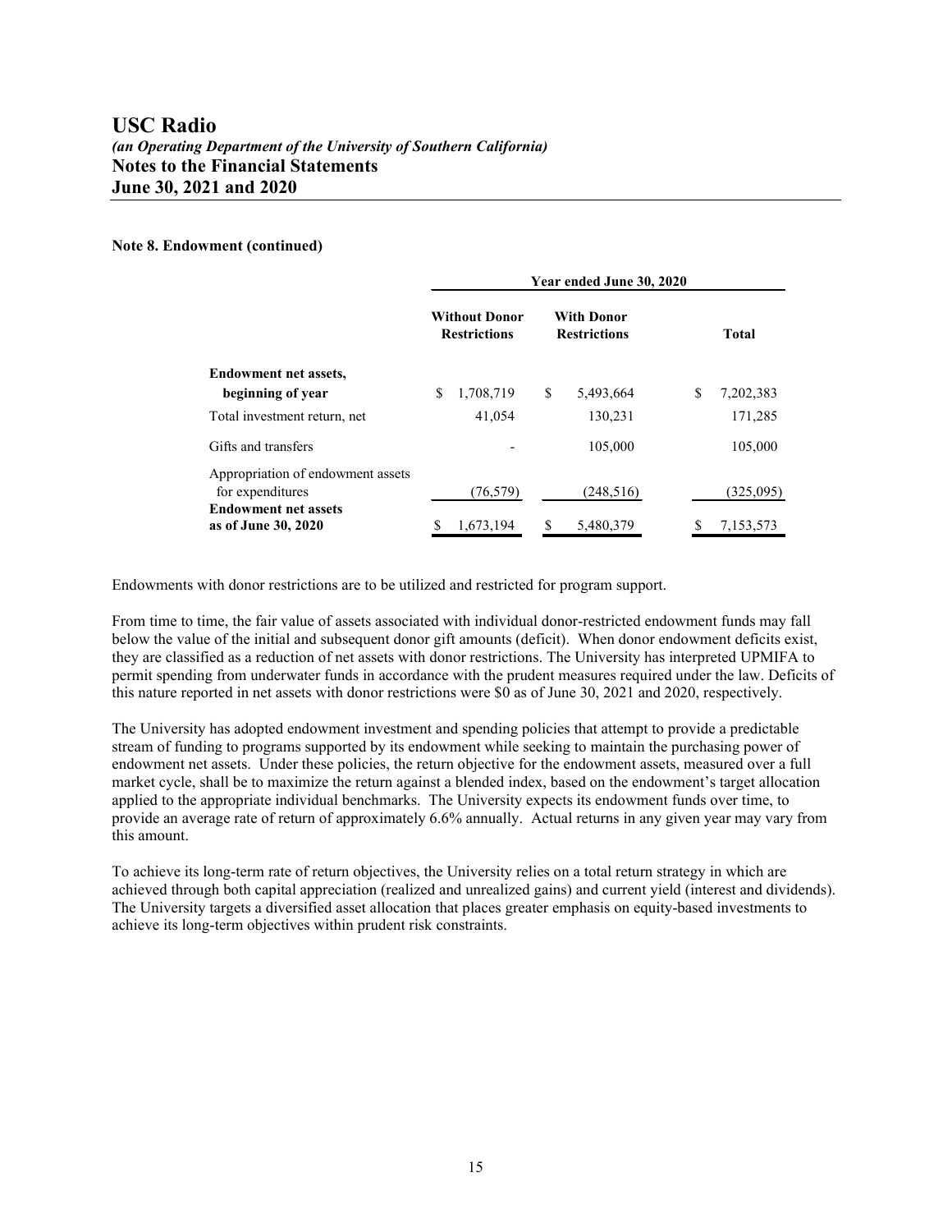#### Note 8. Endowment (continued)

| | Year ended June 30, 2020 | | |
|---|---|---|---|
| | Without Donor Restrictions | With Donor Restrictions | Total |
| **Endowment net assets, beginning of year** | $ 1,708,719 | $ 5,493,664 | $ 7,202,383 |
| Total investment return, net | 41,054 | 130,231 | 171,285 |
| Gifts and transfers | - | 105,000 | 105,000 |
| Appropriation of endowment assets for expenditures | (76,579) | (248,516) | (325,095) |
| **Endowment net assets as of June 30, 2020** | $ 1,673,194 | $ 5,480,379 | $ 7,153,573 |

Endowments with donor restrictions are to be utilized and restricted for program support.

From time to time, the fair value of assets associated with individual donor-restricted endowment funds may fall below the value of the initial and subsequent donor gift amounts (deficit). When donor endowment deficits exist, they are classified as a reduction of net assets with donor restrictions. The University has interpreted UPMIFA to permit spending from underwater funds in accordance with the prudent measures required under the law. Deficits of this nature reported in net assets with donor restrictions were $0 as of June 30, 2021 and 2020, respectively.

The University has adopted endowment investment and spending policies that attempt to provide a predictable stream of funding to programs supported by its endowment while seeking to maintain the purchasing power of endowment net assets. Under these policies, the return objective for the endowment assets, measured over a full market cycle, shall be to maximize the return against a blended index, based on the endowment's target allocation applied to the appropriate individual benchmarks. The University expects its endowment funds over time, to provide an average rate of return of approximately 6.6% annually. Actual returns in any given year may vary from this amount.

To achieve its long-term rate of return objectives, the University relies on a total return strategy in which are achieved through both capital appreciation (realized and unrealized gains) and current yield (interest and dividends). The University targets a diversified asset allocation that places greater emphasis on equity-based investments to achieve its long-term objectives within prudent risk constraints.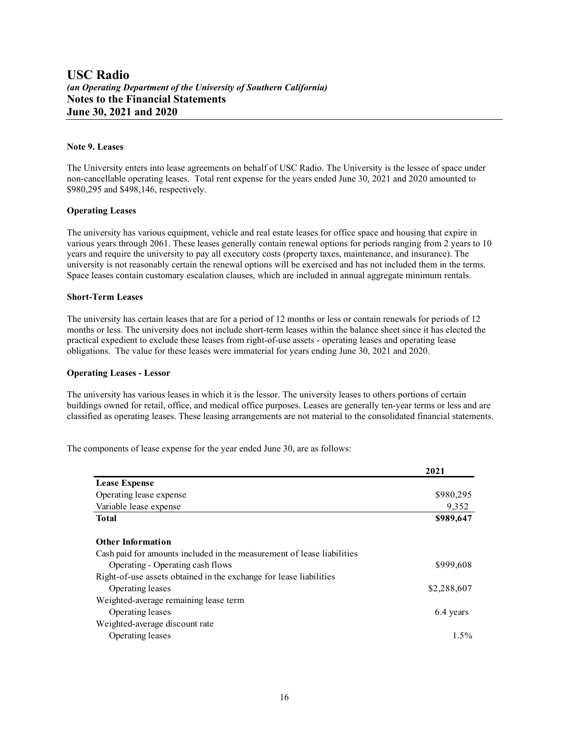# USC Radio

***(an Operating Department of the University of Southern California)***

**Notes to the Financial Statements**

**June 30, 2021 and 2020**

**Note 9. Leases**

The University enters into lease agreements on behalf of USC Radio. The University is the lessee of space under non-cancellable operating leases. Total rent expense for the years ended June 30, 2021 and 2020 amounted to \$980,295 and \$498,146, respectively.

**Operating Leases**

The university has various equipment, vehicle and real estate leases for office space and housing that expire in various years through 2061. These leases generally contain renewal options for periods ranging from 2 years to 10 years and require the university to pay all executory costs (property taxes, maintenance, and insurance). The university is not reasonably certain the renewal options will be exercised and has not included them in the terms. Space leases contain customary escalation clauses, which are included in annual aggregate minimum rentals.

**Short-Term Leases**

The university has certain leases that are for a period of 12 months or less or contain renewals for periods of 12 months or less. The university does not include short-term leases within the balance sheet since it has elected the practical expedient to exclude these leases from right-of-use assets - operating leases and operating lease obligations. The value for these leases were immaterial for years ending June 30, 2021 and 2020.

**Operating Leases - Lessor**

The university has various leases in which it is the lessor. The university leases to others portions of certain buildings owned for retail, office, and medical office purposes. Leases are generally ten-year terms or less and are classified as operating leases. These leasing arrangements are not material to the consolidated financial statements.

The components of lease expense for the year ended June 30, are as follows:

| | 2021 |
|---|---|
| **Lease Expense** | |
| Operating lease expense | \$980,295 |
| Variable lease expense | 9,352 |
| **Total** | **\$989,647** |
| | |
| **Other Information** | |
| Cash paid for amounts included in the measurement of lease liabilities | |
| Operating - Operating cash flows | \$999,608 |
| Right-of-use assets obtained in the exchange for lease liabilities | |
| Operating leases | \$2,288,607 |
| Weighted-average remaining lease term | |
| Operating leases | 6.4 years |
| Weighted-average discount rate | |
| Operating leases | 1.5% |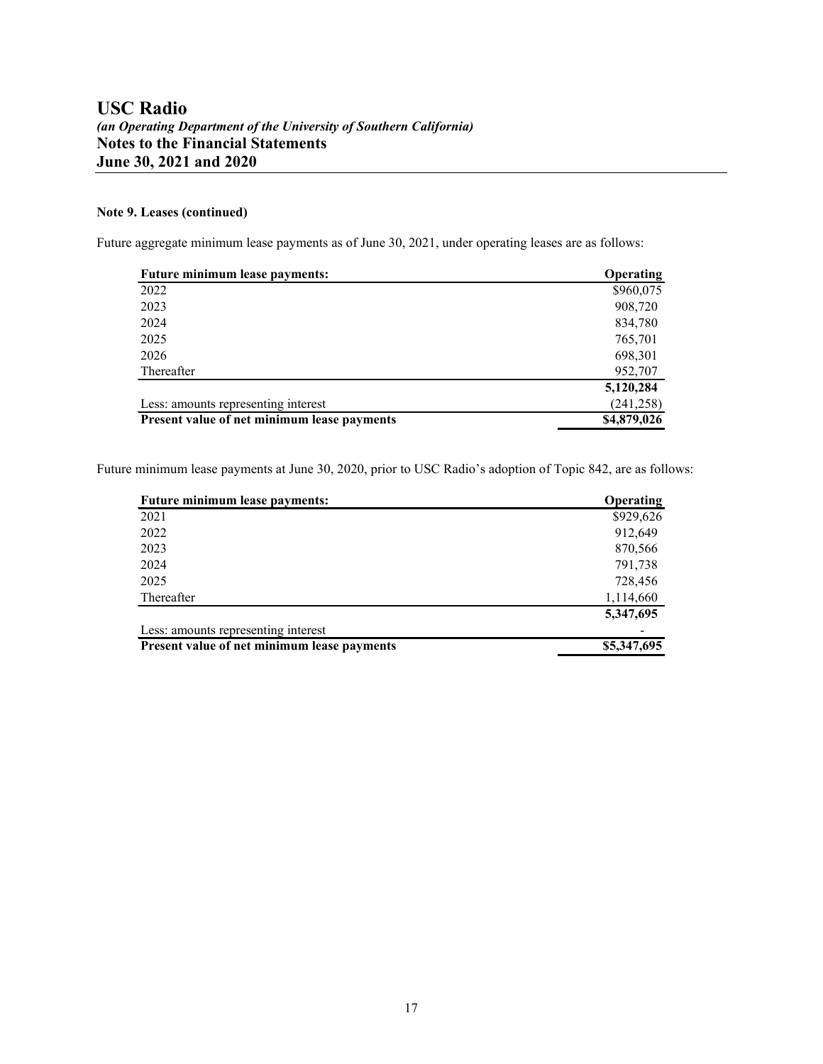## Note 9. Leases (continued)

Future aggregate minimum lease payments as of June 30, 2021, under operating leases are as follows:

| **Future minimum lease payments:** | **Operating** |
|---|---|
| 2022 | $960,075 |
| 2023 | 908,720 |
| 2024 | 834,780 |
| 2025 | 765,701 |
| 2026 | 698,301 |
| Thereafter | 952,707 |
| | **5,120,284** |
| Less: amounts representing interest | (241,258) |
| **Present value of net minimum lease payments** | **$4,879,026** |

Future minimum lease payments at June 30, 2020, prior to USC Radio's adoption of Topic 842, are as follows:

| **Future minimum lease payments:** | **Operating** |
|---|---|
| 2021 | $929,626 |
| 2022 | 912,649 |
| 2023 | 870,566 |
| 2024 | 791,738 |
| 2025 | 728,456 |
| Thereafter | 1,114,660 |
| | **5,347,695** |
| Less: amounts representing interest | - |
| **Present value of net minimum lease payments** | **$5,347,695** |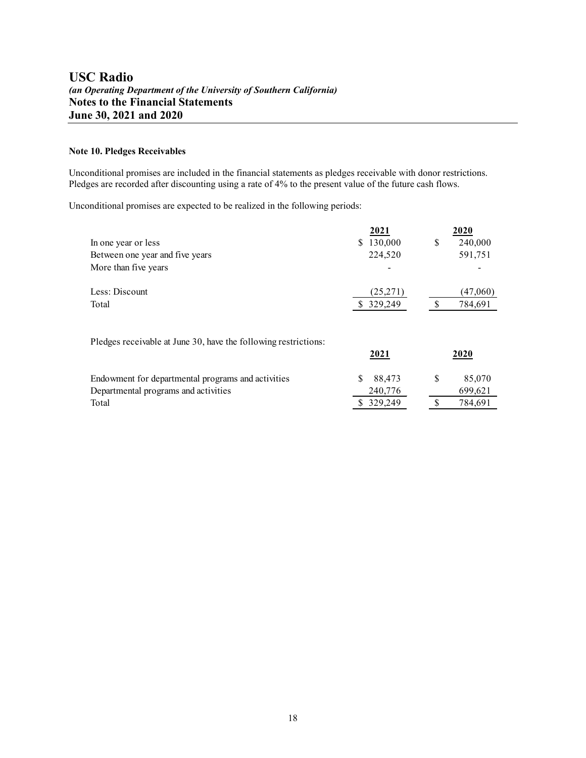# USC Radio

***(an Operating Department of the University of Southern California)***

## Notes to the Financial Statements

## June 30, 2021 and 2020

### Note 10. Pledges Receivables

Unconditional promises are included in the financial statements as pledges receivable with donor restrictions. Pledges are recorded after discounting using a rate of 4% to the present value of the future cash flows.

Unconditional promises are expected to be realized in the following periods:

| | 2021 | 2020 |
|---|---|---|
| In one year or less | $ 130,000 | $ 240,000 |
| Between one year and five years | 224,520 | 591,751 |
| More than five years | - | - |
| Less: Discount | (25,271) | (47,060) |
| Total | $ 329,249 | $ 784,691 |

Pledges receivable at June 30, have the following restrictions:

| | 2021 | 2020 |
|---|---|---|
| Endowment for departmental programs and activities | $ 88,473 | $ 85,070 |
| Departmental programs and activities | 240,776 | 699,621 |
| Total | $ 329,249 | $ 784,691 |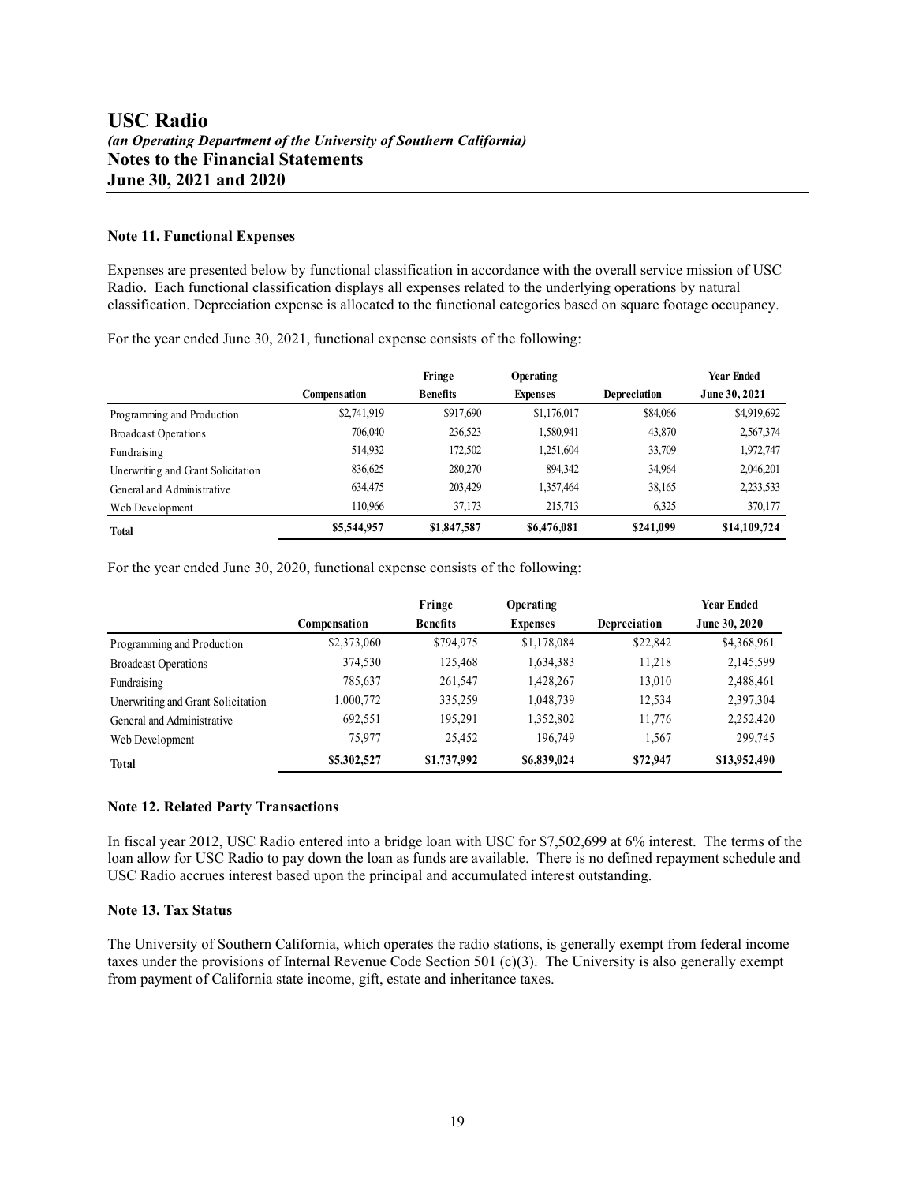# USC Radio
## *(an Operating Department of the University of Southern California)*
## Notes to the Financial Statements
## June 30, 2021 and 2020

### Note 11. Functional Expenses

Expenses are presented below by functional classification in accordance with the overall service mission of USC Radio. Each functional classification displays all expenses related to the underlying operations by natural classification. Depreciation expense is allocated to the functional categories based on square footage occupancy.

For the year ended June 30, 2021, functional expense consists of the following:

| | Compensation | Fringe Benefits | Operating Expenses | Depreciation | Year Ended June 30, 2021 |
|---|---|---|---|---|---|
| Programming and Production | $2,741,919 | $917,690 | $1,176,017 | $84,066 | $4,919,692 |
| Broadcast Operations | 706,040 | 236,523 | 1,580,941 | 43,870 | 2,567,374 |
| Fundraising | 514,932 | 172,502 | 1,251,604 | 33,709 | 1,972,747 |
| Unerwriting and Grant Solicitation | 836,625 | 280,270 | 894,342 | 34,964 | 2,046,201 |
| General and Administrative | 634,475 | 203,429 | 1,357,464 | 38,165 | 2,233,533 |
| Web Development | 110,966 | 37,173 | 215,713 | 6,325 | 370,177 |
| **Total** | **$5,544,957** | **$1,847,587** | **$6,476,081** | **$241,099** | **$14,109,724** |

For the year ended June 30, 2020, functional expense consists of the following:

| | Compensation | Fringe Benefits | Operating Expenses | Depreciation | Year Ended June 30, 2020 |
|---|---|---|---|---|---|
| Programming and Production | $2,373,060 | $794,975 | $1,178,084 | $22,842 | $4,368,961 |
| Broadcast Operations | 374,530 | 125,468 | 1,634,383 | 11,218 | 2,145,599 |
| Fundraising | 785,637 | 261,547 | 1,428,267 | 13,010 | 2,488,461 |
| Unerwriting and Grant Solicitation | 1,000,772 | 335,259 | 1,048,739 | 12,534 | 2,397,304 |
| General and Administrative | 692,551 | 195,291 | 1,352,802 | 11,776 | 2,252,420 |
| Web Development | 75,977 | 25,452 | 196,749 | 1,567 | 299,745 |
| **Total** | **$5,302,527** | **$1,737,992** | **$6,839,024** | **$72,947** | **$13,952,490** |

### Note 12. Related Party Transactions

In fiscal year 2012, USC Radio entered into a bridge loan with USC for $7,502,699 at 6% interest. The terms of the loan allow for USC Radio to pay down the loan as funds are available. There is no defined repayment schedule and USC Radio accrues interest based upon the principal and accumulated interest outstanding.

### Note 13. Tax Status

The University of Southern California, which operates the radio stations, is generally exempt from federal income taxes under the provisions of Internal Revenue Code Section 501 (c)(3). The University is also generally exempt from payment of California state income, gift, estate and inheritance taxes.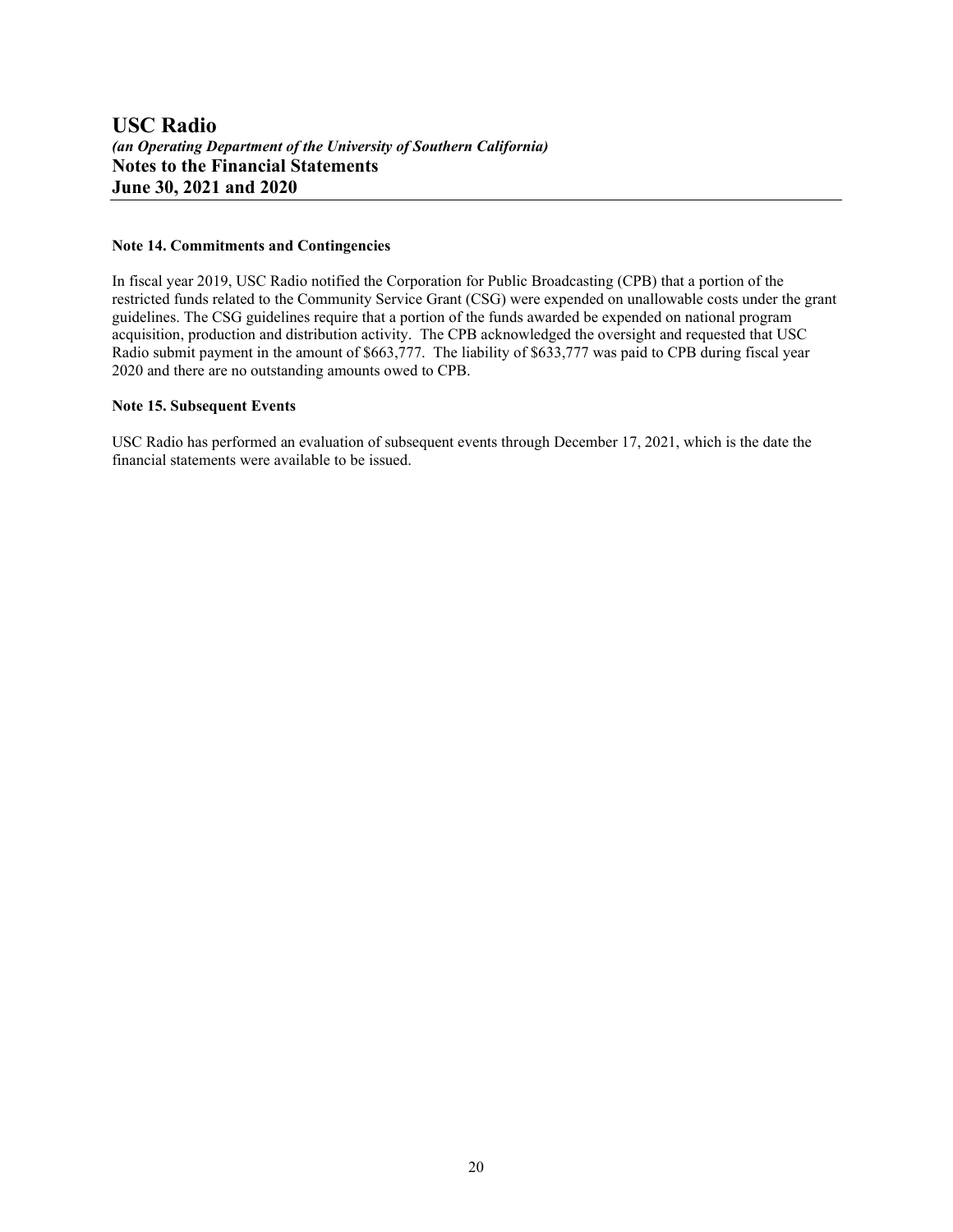# USC Radio

***(an Operating Department of the University of Southern California)***

**Notes to the Financial Statements**

**June 30, 2021 and 2020**

**Note 14. Commitments and Contingencies**

In fiscal year 2019, USC Radio notified the Corporation for Public Broadcasting (CPB) that a portion of the restricted funds related to the Community Service Grant (CSG) were expended on unallowable costs under the grant guidelines. The CSG guidelines require that a portion of the funds awarded be expended on national program acquisition, production and distribution activity. The CPB acknowledged the oversight and requested that USC Radio submit payment in the amount of $663,777. The liability of $633,777 was paid to CPB during fiscal year 2020 and there are no outstanding amounts owed to CPB.

**Note 15. Subsequent Events**

USC Radio has performed an evaluation of subsequent events through December 17, 2021, which is the date the financial statements were available to be issued.